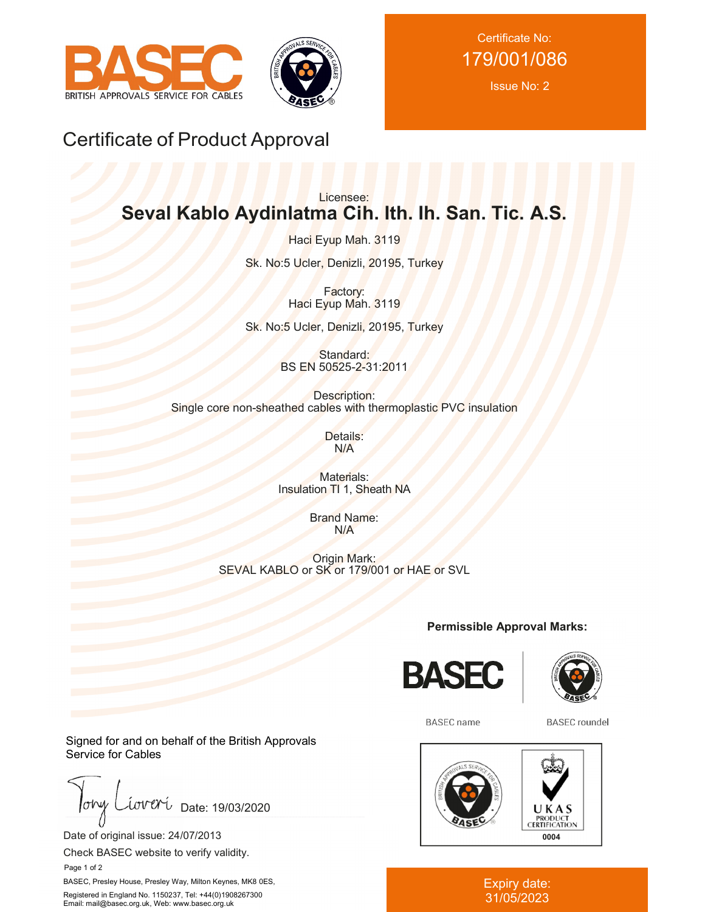BASEC
BRITISH APPROVALS SERVICE FOR CABLES

Certificate No:
179/001/086

Issue No: 2

# Certificate of Product Approval

Licensee:
**Seval Kablo Aydinlatma Cih. Ith. Ih. San. Tic. A.S.**

Haci Eyup Mah. 3119

Sk. No:5 Ucler, Denizli, 20195, Turkey

Factory:
Haci Eyup Mah. 3119

Sk. No:5 Ucler, Denizli, 20195, Turkey

Standard:
BS EN 50525-2-31:2011

Description:
Single core non-sheathed cables with thermoplastic PVC insulation

Details:
N/A

Materials:
Insulation TI 1, Sheath NA

Brand Name:
N/A

Origin Mark:
SEVAL KABLO or SK or 179/001 or HAE or SVL

**Permissible Approval Marks:**

BASEC name

BASEC roundel

UKAS PRODUCT CERTIFICATION 0004

Signed for and on behalf of the British Approvals Service for Cables

Tony Liveri Date: 19/03/2020

Date of original issue: 24/07/2013

Check BASEC website to verify validity.

BASEC, Presley House, Presley Way, Milton Keynes, MK8 0ES,

Registered in England No. 1150237, Tel: +44(0)1908267300
Email: mail@basec.org.uk, Web: www.basec.org.uk

Expiry date:
31/05/2023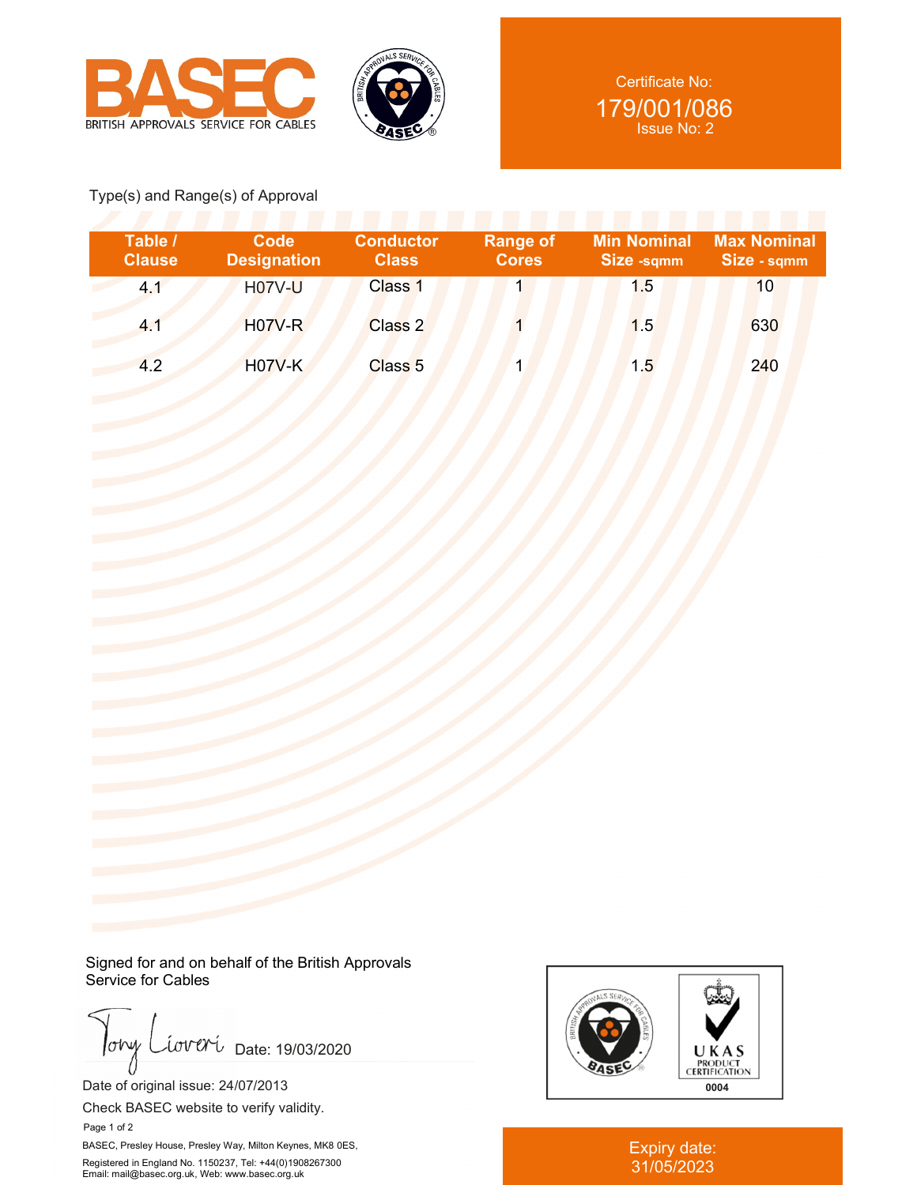BASEC

BRITISH APPROVALS SERVICE FOR CABLES

Certificate No:
179/001/086
Issue No: 2

Type(s) and Range(s) of Approval

| Table / Clause | Code Designation | Conductor Class | Range of Cores | Min Nominal Size -sqmm | Max Nominal Size - sqmm |
|---|---|---|---|---|---|
| 4.1 | H07V-U | Class 1 | 1 | 1.5 | 10 |
| 4.1 | H07V-R | Class 2 | 1 | 1.5 | 630 |
| 4.2 | H07V-K | Class 5 | 1 | 1.5 | 240 |

Signed for and on behalf of the British Approvals Service for Cables

Tony Liveri Date: 19/03/2020

Date of original issue: 24/07/2013

Check BASEC website to verify validity.

UKAS PRODUCT CERTIFICATION 0004

BASEC, Presley House, Presley Way, Milton Keynes, MK8 0ES,

Registered in England No. 1150237, Tel: +44(0)1908267300
Email: mail@basec.org.uk, Web: www.basec.org.uk

Expiry date:
31/05/2023